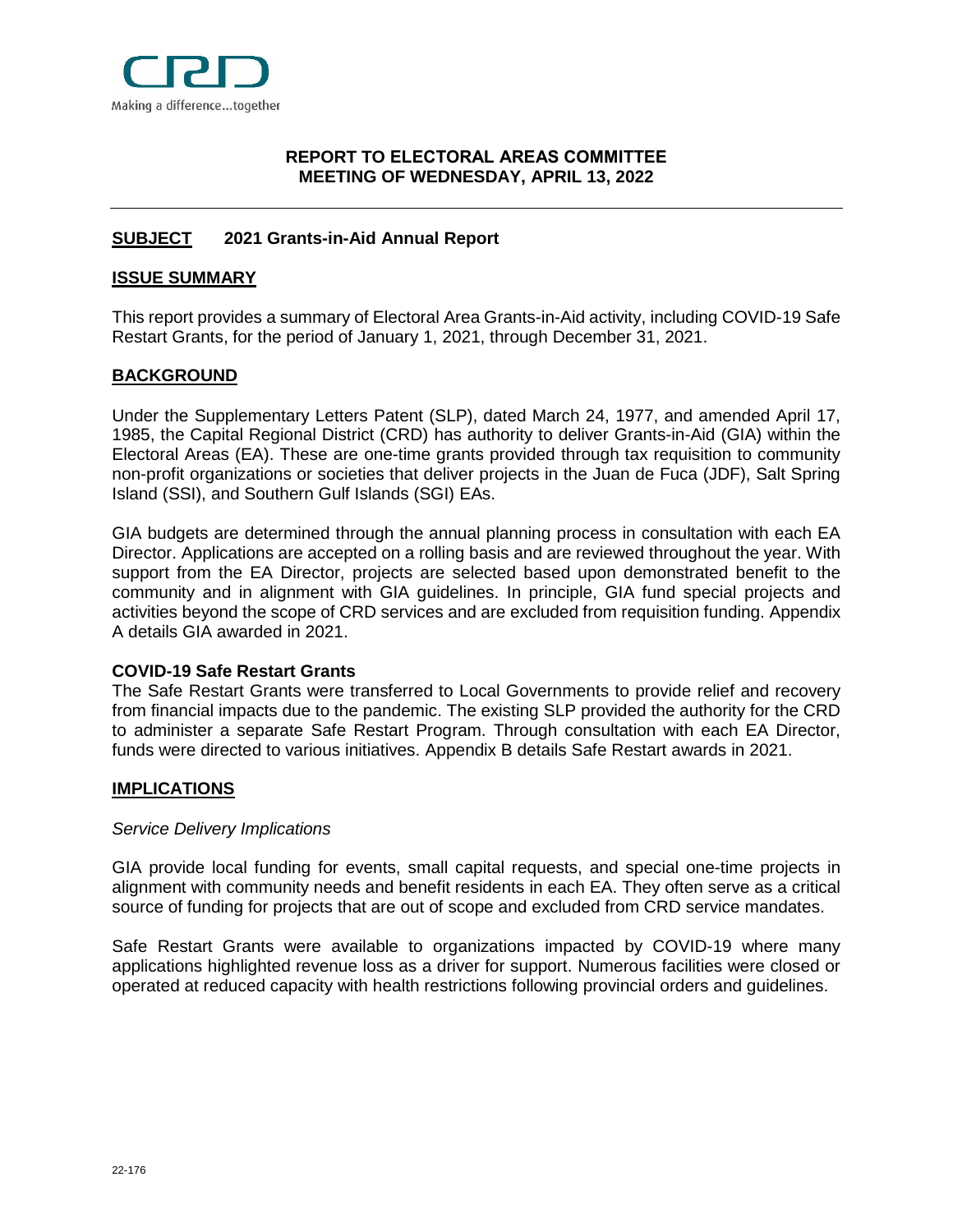Making a difference...together

**REPORT TO ELECTORAL AREAS COMMITTEE**
**MEETING OF WEDNESDAY, APRIL 13, 2022**

---

**SUBJECT** **2021 Grants-in-Aid Annual Report**

## ISSUE SUMMARY

This report provides a summary of Electoral Area Grants-in-Aid activity, including COVID-19 Safe Restart Grants, for the period of January 1, 2021, through December 31, 2021.

## BACKGROUND

Under the Supplementary Letters Patent (SLP), dated March 24, 1977, and amended April 17, 1985, the Capital Regional District (CRD) has authority to deliver Grants-in-Aid (GIA) within the Electoral Areas (EA). These are one-time grants provided through tax requisition to community non-profit organizations or societies that deliver projects in the Juan de Fuca (JDF), Salt Spring Island (SSI), and Southern Gulf Islands (SGI) EAs.

GIA budgets are determined through the annual planning process in consultation with each EA Director. Applications are accepted on a rolling basis and are reviewed throughout the year. With support from the EA Director, projects are selected based upon demonstrated benefit to the community and in alignment with GIA guidelines. In principle, GIA fund special projects and activities beyond the scope of CRD services and are excluded from requisition funding. Appendix A details GIA awarded in 2021.

### COVID-19 Safe Restart Grants

The Safe Restart Grants were transferred to Local Governments to provide relief and recovery from financial impacts due to the pandemic. The existing SLP provided the authority for the CRD to administer a separate Safe Restart Program. Through consultation with each EA Director, funds were directed to various initiatives. Appendix B details Safe Restart awards in 2021.

## IMPLICATIONS

*Service Delivery Implications*

GIA provide local funding for events, small capital requests, and special one-time projects in alignment with community needs and benefit residents in each EA. They often serve as a critical source of funding for projects that are out of scope and excluded from CRD service mandates.

Safe Restart Grants were available to organizations impacted by COVID-19 where many applications highlighted revenue loss as a driver for support. Numerous facilities were closed or operated at reduced capacity with health restrictions following provincial orders and guidelines.

22-176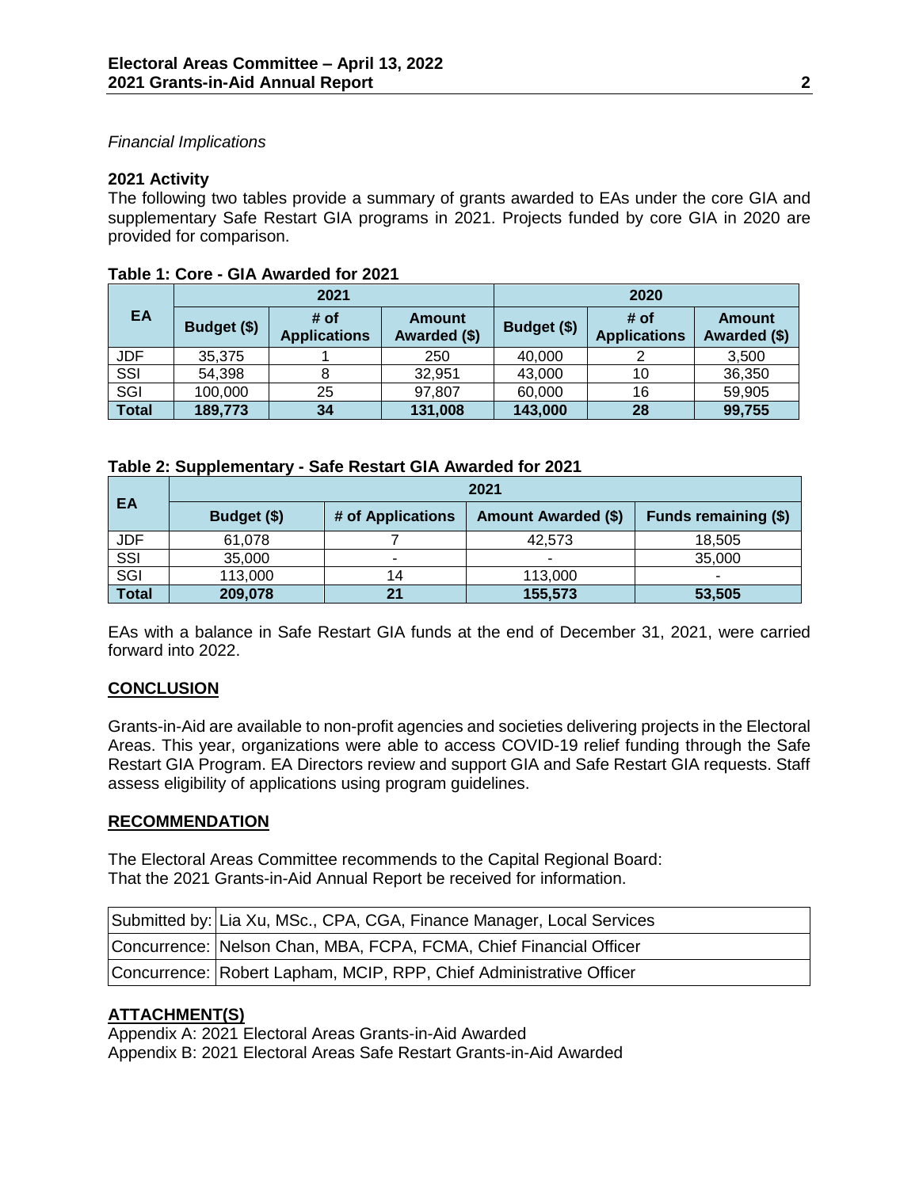*Financial Implications*

**2021 Activity**

The following two tables provide a summary of grants awarded to EAs under the core GIA and supplementary Safe Restart GIA programs in 2021. Projects funded by core GIA in 2020 are provided for comparison.

**Table 1: Core - GIA Awarded for 2021**

| EA | 2021 | | | 2020 | | |
|---|---|---|---|---|---|---|
| | Budget ($) | # of Applications | Amount Awarded ($) | Budget ($) | # of Applications | Amount Awarded ($) |
| JDF | 35,375 | 1 | 250 | 40,000 | 2 | 3,500 |
| SSI | 54,398 | 8 | 32,951 | 43,000 | 10 | 36,350 |
| SGI | 100,000 | 25 | 97,807 | 60,000 | 16 | 59,905 |
| **Total** | **189,773** | **34** | **131,008** | **143,000** | **28** | **99,755** |

**Table 2: Supplementary - Safe Restart GIA Awarded for 2021**

| EA | 2021 | | | |
|---|---|---|---|---|
| | Budget ($) | # of Applications | Amount Awarded ($) | Funds remaining ($) |
| JDF | 61,078 | 7 | 42,573 | 18,505 |
| SSI | 35,000 | - | - | 35,000 |
| SGI | 113,000 | 14 | 113,000 | - |
| **Total** | **209,078** | **21** | **155,573** | **53,505** |

EAs with a balance in Safe Restart GIA funds at the end of December 31, 2021, were carried forward into 2022.

## CONCLUSION

Grants-in-Aid are available to non-profit agencies and societies delivering projects in the Electoral Areas. This year, organizations were able to access COVID-19 relief funding through the Safe Restart GIA Program. EA Directors review and support GIA and Safe Restart GIA requests. Staff assess eligibility of applications using program guidelines.

## RECOMMENDATION

The Electoral Areas Committee recommends to the Capital Regional Board:
That the 2021 Grants-in-Aid Annual Report be received for information.

| | |
|---|---|
| Submitted by: | Lia Xu, MSc., CPA, CGA, Finance Manager, Local Services |
| Concurrence: | Nelson Chan, MBA, FCPA, FCMA, Chief Financial Officer |
| Concurrence: | Robert Lapham, MCIP, RPP, Chief Administrative Officer |

## ATTACHMENT(S)

Appendix A: 2021 Electoral Areas Grants-in-Aid Awarded
Appendix B: 2021 Electoral Areas Safe Restart Grants-in-Aid Awarded